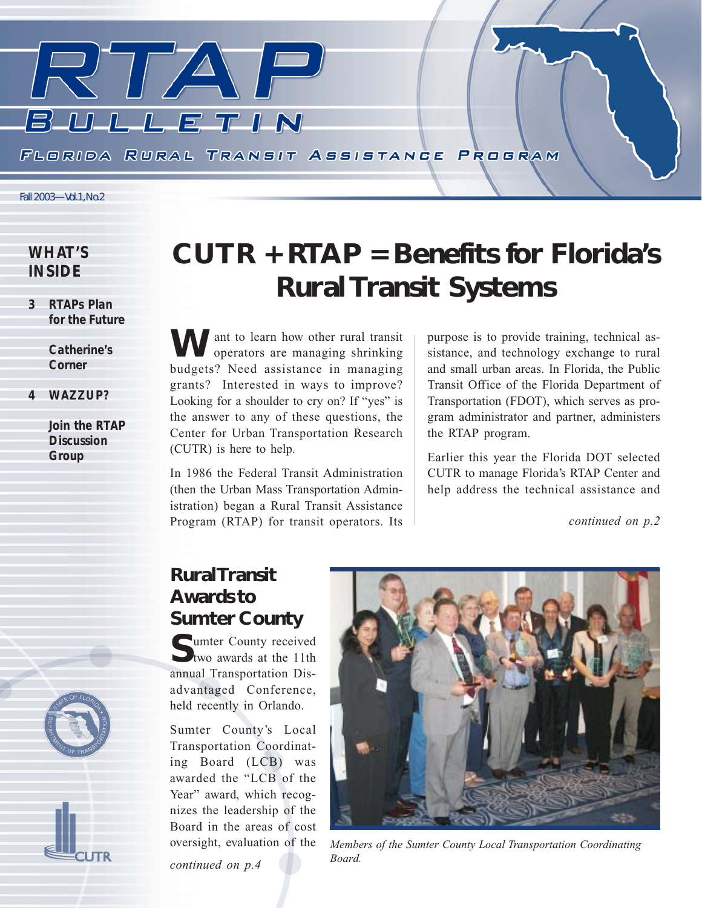# RTAP BULLETIN

FLORIDA RURAL TRANSIT ASSISTANCE PROGRAM

Fall 2003—Vol.1, No.2

**WHAT'S INSIDE**

- **3 RTAPs Plan for the Future**
- **Catherine's Corner**
- **4 WAZZUP?**
- **Join the RTAP Discussion Group**

# CUTR + RTAP = Benefits for Florida's Rural Transit Systems

Want to learn how other rural transit operators are managing shrinking budgets? Need assistance in managing grants? Interested in ways to improve? Looking for a shoulder to cry on? If "yes" is the answer to any of these questions, the Center for Urban Transportation Research (CUTR) is here to help.

In 1986 the Federal Transit Administration (then the Urban Mass Transportation Administration) began a Rural Transit Assistance Program (RTAP) for transit operators. Its purpose is to provide training, technical assistance, and technology exchange to rural and small urban areas. In Florida, the Public Transit Office of the Florida Department of Transportation (FDOT), which serves as program administrator and partner, administers the RTAP program.

Earlier this year the Florida DOT selected CUTR to manage Florida's RTAP Center and help address the technical assistance and

*continued on p.2*

## Rural Transit Awards to Sumter County

Sumter County received two awards at the 11th annual Transportation Disadvantaged Conference, held recently in Orlando.

Sumter County's Local Transportation Coordinating Board (LCB) was awarded the "LCB of the Year" award, which recognizes the leadership of the Board in the areas of cost oversight, evaluation of the

*continued on p.4*

*Members of the Sumter County Local Transportation Coordinating Board.*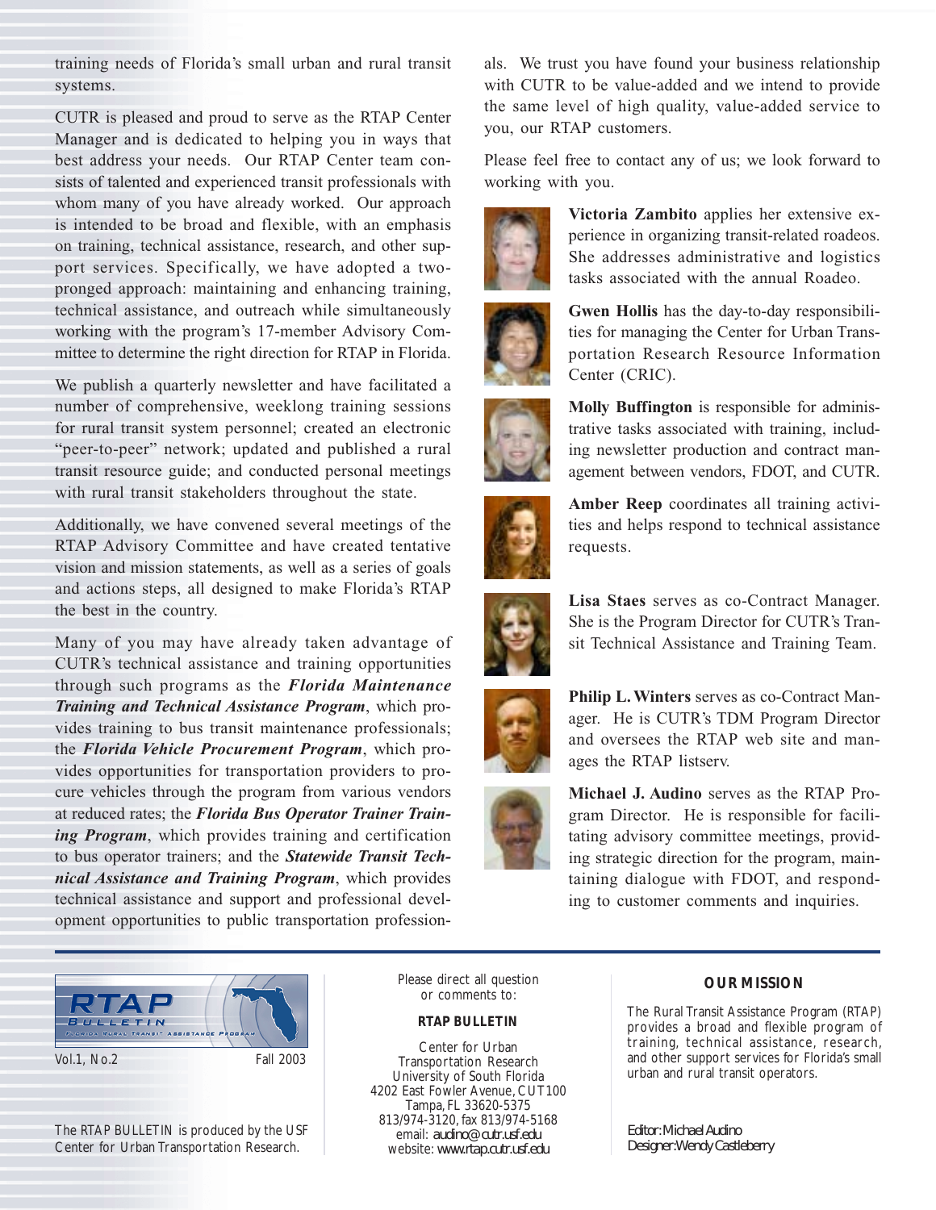training needs of Florida's small urban and rural transit systems.

CUTR is pleased and proud to serve as the RTAP Center Manager and is dedicated to helping you in ways that best address your needs. Our RTAP Center team consists of talented and experienced transit professionals with whom many of you have already worked. Our approach is intended to be broad and flexible, with an emphasis on training, technical assistance, research, and other support services. Specifically, we have adopted a two-pronged approach: maintaining and enhancing training, technical assistance, and outreach while simultaneously working with the program's 17-member Advisory Committee to determine the right direction for RTAP in Florida.

We publish a quarterly newsletter and have facilitated a number of comprehensive, weeklong training sessions for rural transit system personnel; created an electronic "peer-to-peer" network; updated and published a rural transit resource guide; and conducted personal meetings with rural transit stakeholders throughout the state.

Additionally, we have convened several meetings of the RTAP Advisory Committee and have created tentative vision and mission statements, as well as a series of goals and actions steps, all designed to make Florida's RTAP the best in the country.

Many of you may have already taken advantage of CUTR's technical assistance and training opportunities through such programs as the ***Florida Maintenance Training and Technical Assistance Program***, which provides training to bus transit maintenance professionals; the ***Florida Vehicle Procurement Program***, which provides opportunities for transportation providers to procure vehicles through the program from various vendors at reduced rates; the ***Florida Bus Operator Trainer Training Program***, which provides training and certification to bus operator trainers; and the ***Statewide Transit Technical Assistance and Training Program***, which provides technical assistance and support and professional development opportunities to public transportation professionals. We trust you have found your business relationship with CUTR to be value-added and we intend to provide the same level of high quality, value-added service to you, our RTAP customers.

Please feel free to contact any of us; we look forward to working with you.

**Victoria Zambito** applies her extensive experience in organizing transit-related roadeos. She addresses administrative and logistics tasks associated with the annual Roadeo.

**Gwen Hollis** has the day-to-day responsibilities for managing the Center for Urban Transportation Research Resource Information Center (CRIC).

**Molly Buffington** is responsible for administrative tasks associated with training, including newsletter production and contract management between vendors, FDOT, and CUTR.

**Amber Reep** coordinates all training activities and helps respond to technical assistance requests.

**Lisa Staes** serves as co-Contract Manager. She is the Program Director for CUTR's Transit Technical Assistance and Training Team.

**Philip L. Winters** serves as co-Contract Manager. He is CUTR's TDM Program Director and oversees the RTAP web site and manages the RTAP listserv.

**Michael J. Audino** serves as the RTAP Program Director. He is responsible for facilitating advisory committee meetings, providing strategic direction for the program, maintaining dialogue with FDOT, and responding to customer comments and inquiries.

---

RTAP BULLETIN — Florida Rural Transit Assistance Program

Vol.1, No.2 Fall 2003

The RTAP BULLETIN is produced by the USF Center for Urban Transportation Research.

Please direct all question or comments to:

**RTAP BULLETIN**

Center for Urban Transportation Research
University of South Florida
4202 East Fowler Avenue, CUT100
Tampa, FL 33620-5375
813/974-3120, fax 813/974-5168
email: audino@cutr.usf.edu
website: www.rtap.cutr.usf.edu

**OUR MISSION**

The Rural Transit Assistance Program (RTAP) provides a broad and flexible program of training, technical assistance, research, and other support services for Florida's small urban and rural transit operators.

Editor: Michael Audino
Designer: Wendy Castleberry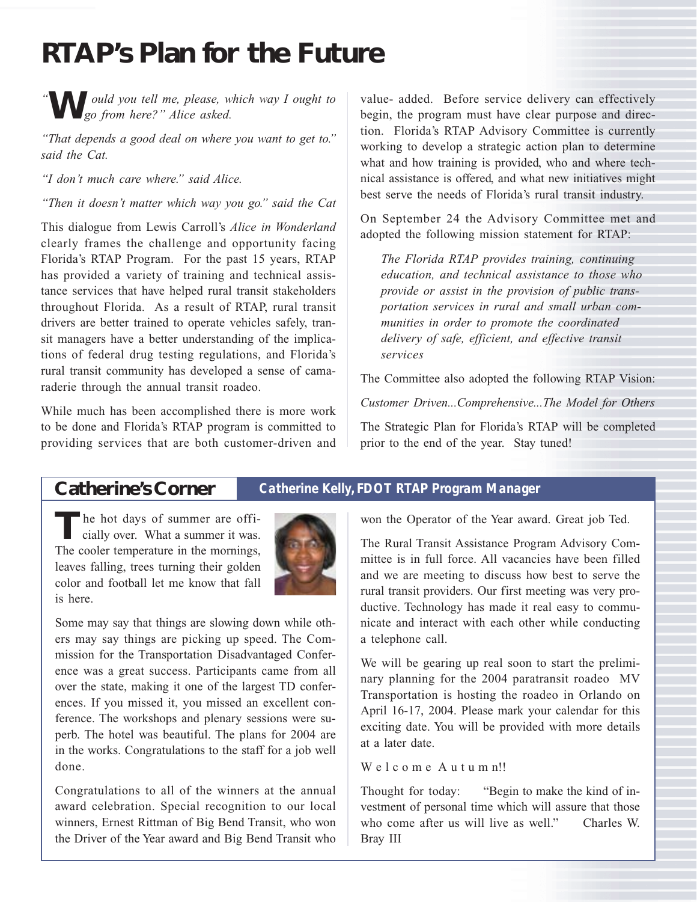# RTAP's Plan for the Future

*"Would you tell me, please, which way I ought to go from here?" Alice asked.*

*"That depends a good deal on where you want to get to." said the Cat.*

*"I don't much care where." said Alice.*

*"Then it doesn't matter which way you go." said the Cat*

This dialogue from Lewis Carroll's *Alice in Wonderland* clearly frames the challenge and opportunity facing Florida's RTAP Program. For the past 15 years, RTAP has provided a variety of training and technical assistance services that have helped rural transit stakeholders throughout Florida. As a result of RTAP, rural transit drivers are better trained to operate vehicles safely, transit managers have a better understanding of the implications of federal drug testing regulations, and Florida's rural transit community has developed a sense of camaraderie through the annual transit roadeo.

While much has been accomplished there is more work to be done and Florida's RTAP program is committed to providing services that are both customer-driven and value- added. Before service delivery can effectively begin, the program must have clear purpose and direction. Florida's RTAP Advisory Committee is currently working to develop a strategic action plan to determine what and how training is provided, who and where technical assistance is offered, and what new initiatives might best serve the needs of Florida's rural transit industry.

On September 24 the Advisory Committee met and adopted the following mission statement for RTAP:

> *The Florida RTAP provides training, continuing education, and technical assistance to those who provide or assist in the provision of public transportation services in rural and small urban communities in order to promote the coordinated delivery of safe, efficient, and effective transit services*

The Committee also adopted the following RTAP Vision:

*Customer Driven...Comprehensive...The Model for Others*

The Strategic Plan for Florida's RTAP will be completed prior to the end of the year. Stay tuned!

## Catherine's Corner

**Catherine Kelly, FDOT RTAP Program Manager**

The hot days of summer are officially over. What a summer it was. The cooler temperature in the mornings, leaves falling, trees turning their golden color and football let me know that fall is here.

Some may say that things are slowing down while others may say things are picking up speed. The Commission for the Transportation Disadvantaged Conference was a great success. Participants came from all over the state, making it one of the largest TD conferences. If you missed it, you missed an excellent conference. The workshops and plenary sessions were superb. The hotel was beautiful. The plans for 2004 are in the works. Congratulations to the staff for a job well done.

Congratulations to all of the winners at the annual award celebration. Special recognition to our local winners, Ernest Rittman of Big Bend Transit, who won the Driver of the Year award and Big Bend Transit who won the Operator of the Year award. Great job Ted.

The Rural Transit Assistance Program Advisory Committee is in full force. All vacancies have been filled and we are meeting to discuss how best to serve the rural transit providers. Our first meeting was very productive. Technology has made it real easy to communicate and interact with each other while conducting a telephone call.

We will be gearing up real soon to start the preliminary planning for the 2004 paratransit roadeo MV Transportation is hosting the roadeo in Orlando on April 16-17, 2004. Please mark your calendar for this exciting date. You will be provided with more details at a later date.

Welcome Autumn!!

Thought for today: "Begin to make the kind of investment of personal time which will assure that those who come after us will live as well." Charles W. Bray III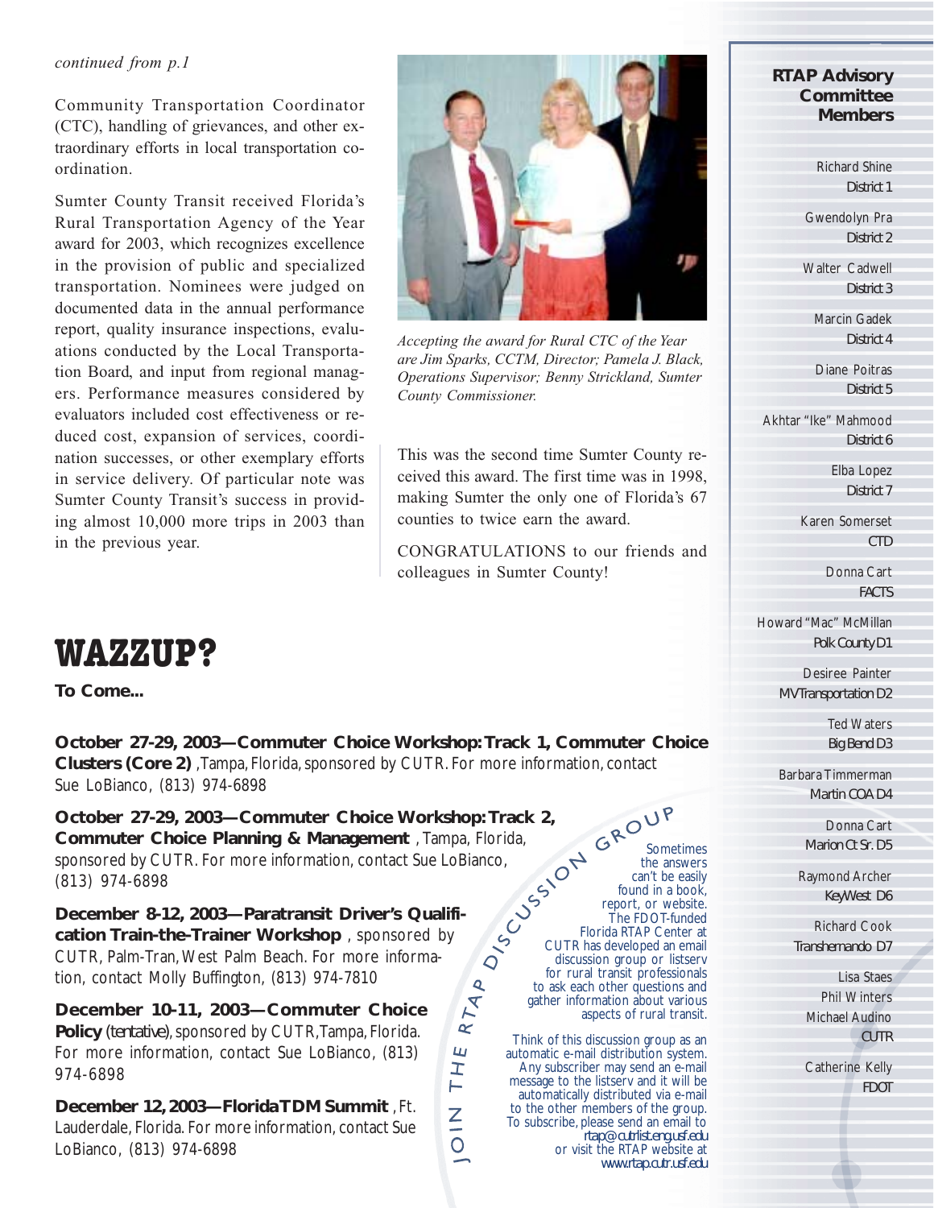*continued from p.1*

Community Transportation Coordinator (CTC), handling of grievances, and other extraordinary efforts in local transportation coordination.

Sumter County Transit received Florida's Rural Transportation Agency of the Year award for 2003, which recognizes excellence in the provision of public and specialized transportation. Nominees were judged on documented data in the annual performance report, quality insurance inspections, evaluations conducted by the Local Transportation Board, and input from regional managers. Performance measures considered by evaluators included cost effectiveness or reduced cost, expansion of services, coordination successes, or other exemplary efforts in service delivery. Of particular note was Sumter County Transit's success in providing almost 10,000 more trips in 2003 than in the previous year.

*Accepting the award for Rural CTC of the Year are Jim Sparks, CCTM, Director; Pamela J. Black, Operations Supervisor; Benny Strickland, Sumter County Commissioner.*

This was the second time Sumter County received this award. The first time was in 1998, making Sumter the only one of Florida's 67 counties to twice earn the award.

CONGRATULATIONS to our friends and colleagues in Sumter County!

# WAZZUP?

**To Come...**

**October 27-29, 2003—Commuter Choice Workshop: Track 1, Commuter Choice Clusters (Core 2)**, Tampa, Florida, sponsored by CUTR. For more information, contact Sue LoBianco, (813) 974-6898

**October 27-29, 2003—Commuter Choice Workshop: Track 2, Commuter Choice Planning & Management**, Tampa, Florida, sponsored by CUTR. For more information, contact Sue LoBianco, (813) 974-6898

**December 8-12, 2003—Paratransit Driver's Qualification Train-the-Trainer Workshop**, sponsored by CUTR, Palm-Tran, West Palm Beach. For more information, contact Molly Buffington, (813) 974-7810

**December 10-11, 2003—Commuter Choice Policy** (tentative), sponsored by CUTR, Tampa, Florida. For more information, contact Sue LoBianco, (813) 974-6898

**December 12, 2003—Florida TDM Summit**, Ft. Lauderdale, Florida. For more information, contact Sue LoBianco, (813) 974-6898

## JOIN THE RTAP DISCUSSION GROUP

Sometimes the answers can't be easily found in a book, report, or website. The FDOT-funded Florida RTAP Center at CUTR has developed an email discussion group or listserv for rural transit professionals to ask each other questions and gather information about various aspects of rural transit.

Think of this discussion group as an automatic e-mail distribution system. Any subscriber may send an e-mail message to the listserv and it will be automatically distributed via e-mail to the other members of the group. To subscribe, please send an email to rtap@cutrlist.eng.usf.edu or visit the RTAP website at www.rtap.cutr.usf.edu

## RTAP Advisory Committee Members

Richard Shine
District 1

Gwendolyn Pra
District 2

Walter Cadwell
District 3

Marcin Gadek
District 4

Diane Poitras
District 5

Akhtar "Ike" Mahmood
District 6

Elba Lopez
District 7

Karen Somerset
CTD

Donna Cart
FACTS

Howard "Mac" McMillan
Polk County D1

Desiree Painter
MV Transportation D2

Ted Waters
Big Bend D3

Barbara Timmerman
Martin COA D4

Donna Cart
Marion Ct Sr. D5

Raymond Archer
Key West D6

Richard Cook
Transhernando D7

Lisa Staes
Phil Winters
Michael Audino
CUTR

Catherine Kelly
FDOT